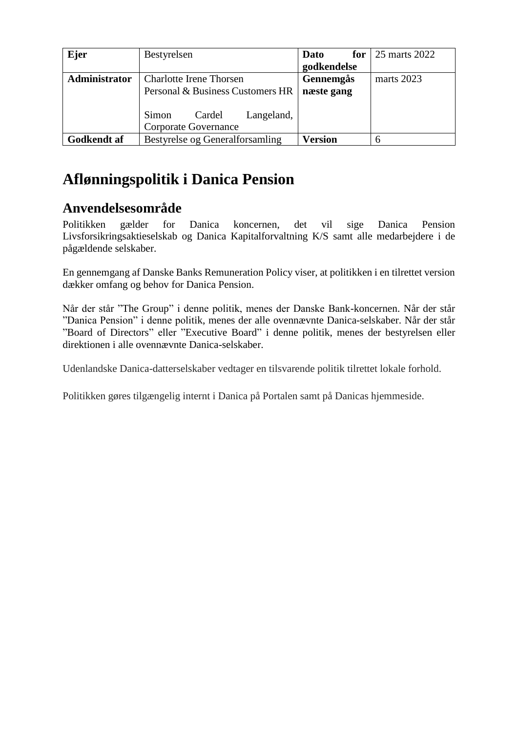| Ejer | Bestyrelsen | Dato for godkendelse | 25 marts 2022 |
|---|---|---|---|
| **Administrator** | Charlotte Irene Thorsen<br>Personal & Business Customers HR<br><br>Simon Cardel Langeland, Corporate Governance | **Gennemgås næste gang** | marts 2023 |
| **Godkendt af** | Bestyrelse og Generalforsamling | **Version** | 6 |

# Aflønningspolitik i Danica Pension

## Anvendelsesområde

Politikken gælder for Danica koncernen, det vil sige Danica Pension Livsforsikringsaktieselskab og Danica Kapitalforvaltning K/S samt alle medarbejdere i de pågældende selskaber.

En gennemgang af Danske Banks Remuneration Policy viser, at politikken i en tilrettet version dækker omfang og behov for Danica Pension.

Når der står "The Group" i denne politik, menes der Danske Bank-koncernen. Når der står "Danica Pension" i denne politik, menes der alle ovennævnte Danica-selskaber. Når der står "Board of Directors" eller "Executive Board" i denne politik, menes der bestyrelsen eller direktionen i alle ovennævnte Danica-selskaber.

Udenlandske Danica-datterselskaber vedtager en tilsvarende politik tilrettet lokale forhold.

Politikken gøres tilgængelig internt i Danica på Portalen samt på Danicas hjemmeside.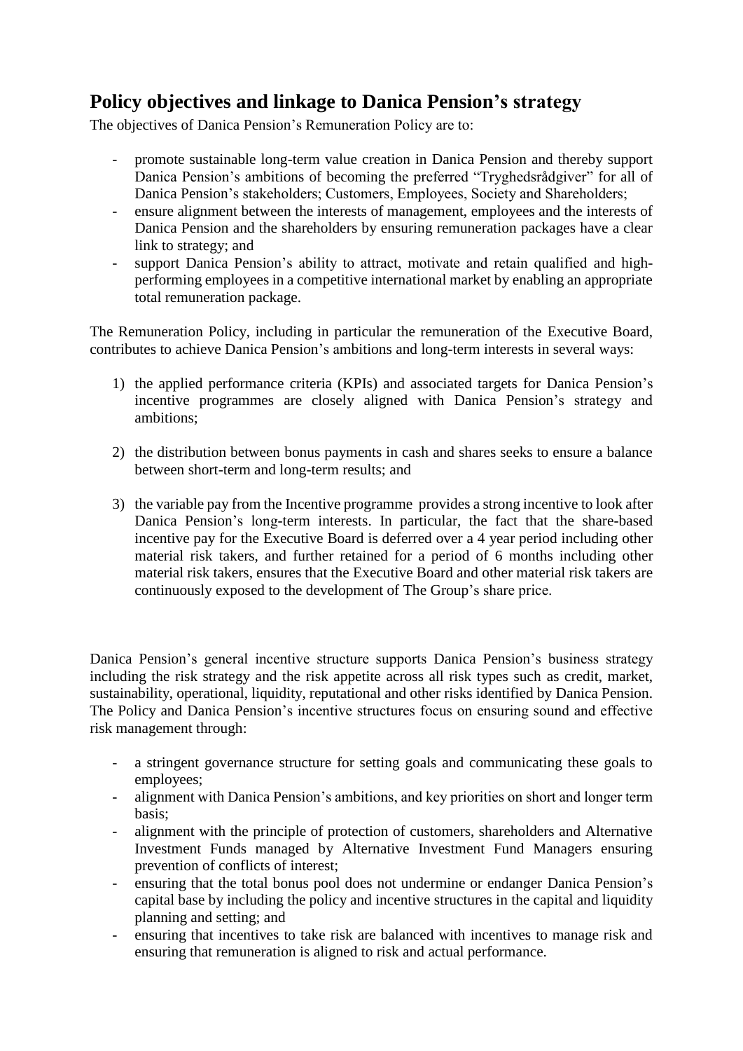## Policy objectives and linkage to Danica Pension's strategy

The objectives of Danica Pension's Remuneration Policy are to:

- promote sustainable long-term value creation in Danica Pension and thereby support Danica Pension's ambitions of becoming the preferred "Tryghedsrådgiver" for all of Danica Pension's stakeholders; Customers, Employees, Society and Shareholders;
- ensure alignment between the interests of management, employees and the interests of Danica Pension and the shareholders by ensuring remuneration packages have a clear link to strategy; and
- support Danica Pension's ability to attract, motivate and retain qualified and high-performing employees in a competitive international market by enabling an appropriate total remuneration package.

The Remuneration Policy, including in particular the remuneration of the Executive Board, contributes to achieve Danica Pension's ambitions and long-term interests in several ways:

1) the applied performance criteria (KPIs) and associated targets for Danica Pension's incentive programmes are closely aligned with Danica Pension's strategy and ambitions;

2) the distribution between bonus payments in cash and shares seeks to ensure a balance between short-term and long-term results; and

3) the variable pay from the Incentive programme provides a strong incentive to look after Danica Pension's long-term interests. In particular, the fact that the share-based incentive pay for the Executive Board is deferred over a 4 year period including other material risk takers, and further retained for a period of 6 months including other material risk takers, ensures that the Executive Board and other material risk takers are continuously exposed to the development of The Group's share price.

Danica Pension's general incentive structure supports Danica Pension's business strategy including the risk strategy and the risk appetite across all risk types such as credit, market, sustainability, operational, liquidity, reputational and other risks identified by Danica Pension. The Policy and Danica Pension's incentive structures focus on ensuring sound and effective risk management through:

- a stringent governance structure for setting goals and communicating these goals to employees;
- alignment with Danica Pension's ambitions, and key priorities on short and longer term basis;
- alignment with the principle of protection of customers, shareholders and Alternative Investment Funds managed by Alternative Investment Fund Managers ensuring prevention of conflicts of interest;
- ensuring that the total bonus pool does not undermine or endanger Danica Pension's capital base by including the policy and incentive structures in the capital and liquidity planning and setting; and
- ensuring that incentives to take risk are balanced with incentives to manage risk and ensuring that remuneration is aligned to risk and actual performance.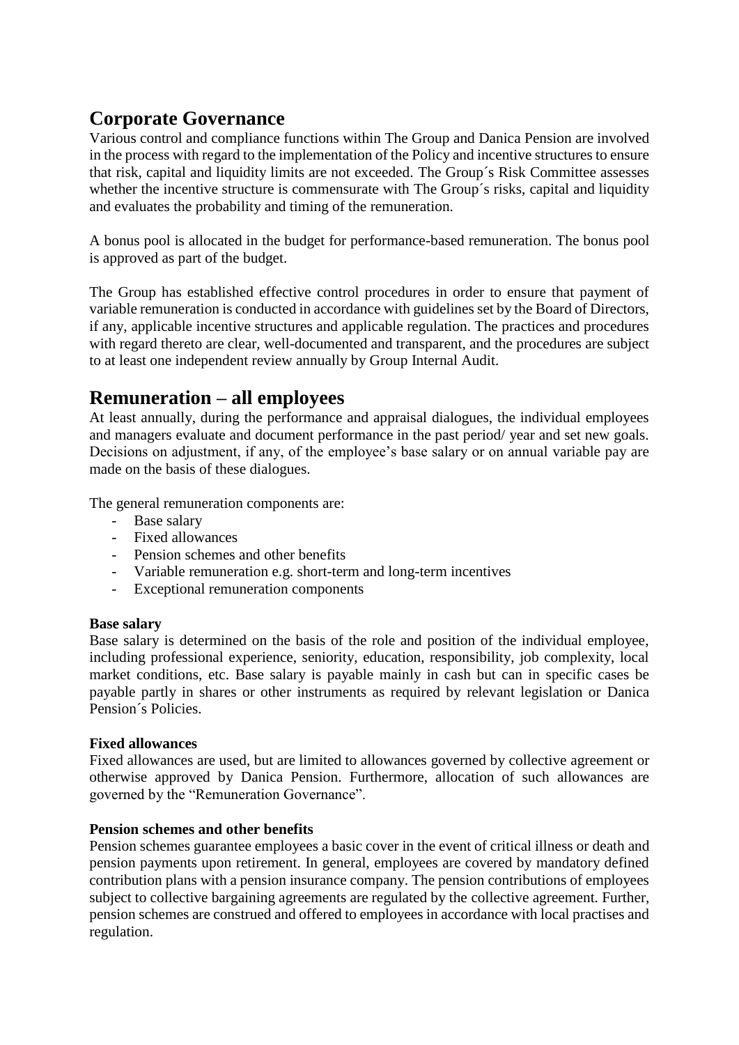## Corporate Governance

Various control and compliance functions within The Group and Danica Pension are involved in the process with regard to the implementation of the Policy and incentive structures to ensure that risk, capital and liquidity limits are not exceeded. The Group´s Risk Committee assesses whether the incentive structure is commensurate with The Group´s risks, capital and liquidity and evaluates the probability and timing of the remuneration.

A bonus pool is allocated in the budget for performance-based remuneration. The bonus pool is approved as part of the budget.

The Group has established effective control procedures in order to ensure that payment of variable remuneration is conducted in accordance with guidelines set by the Board of Directors, if any, applicable incentive structures and applicable regulation. The practices and procedures with regard thereto are clear, well-documented and transparent, and the procedures are subject to at least one independent review annually by Group Internal Audit.

## Remuneration – all employees

At least annually, during the performance and appraisal dialogues, the individual employees and managers evaluate and document performance in the past period/ year and set new goals. Decisions on adjustment, if any, of the employee's base salary or on annual variable pay are made on the basis of these dialogues.

The general remuneration components are:

- Base salary
- Fixed allowances
- Pension schemes and other benefits
- Variable remuneration e.g. short-term and long-term incentives
- Exceptional remuneration components

**Base salary**

Base salary is determined on the basis of the role and position of the individual employee, including professional experience, seniority, education, responsibility, job complexity, local market conditions, etc. Base salary is payable mainly in cash but can in specific cases be payable partly in shares or other instruments as required by relevant legislation or Danica Pension´s Policies.

**Fixed allowances**

Fixed allowances are used, but are limited to allowances governed by collective agreement or otherwise approved by Danica Pension. Furthermore, allocation of such allowances are governed by the "Remuneration Governance".

**Pension schemes and other benefits**

Pension schemes guarantee employees a basic cover in the event of critical illness or death and pension payments upon retirement. In general, employees are covered by mandatory defined contribution plans with a pension insurance company. The pension contributions of employees subject to collective bargaining agreements are regulated by the collective agreement. Further, pension schemes are construed and offered to employees in accordance with local practises and regulation.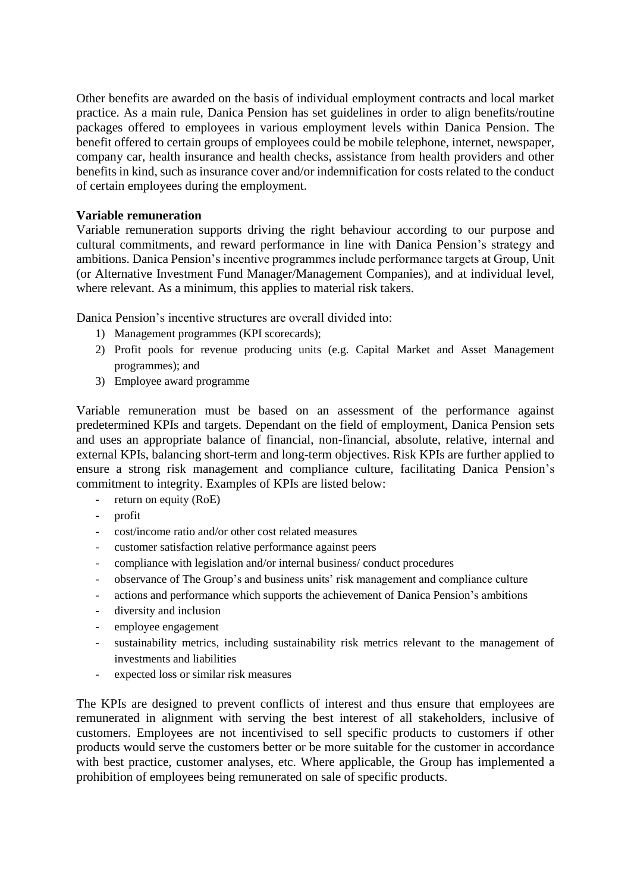Other benefits are awarded on the basis of individual employment contracts and local market practice. As a main rule, Danica Pension has set guidelines in order to align benefits/routine packages offered to employees in various employment levels within Danica Pension. The benefit offered to certain groups of employees could be mobile telephone, internet, newspaper, company car, health insurance and health checks, assistance from health providers and other benefits in kind, such as insurance cover and/or indemnification for costs related to the conduct of certain employees during the employment.

**Variable remuneration**

Variable remuneration supports driving the right behaviour according to our purpose and cultural commitments, and reward performance in line with Danica Pension's strategy and ambitions. Danica Pension's incentive programmes include performance targets at Group, Unit (or Alternative Investment Fund Manager/Management Companies), and at individual level, where relevant. As a minimum, this applies to material risk takers.

Danica Pension's incentive structures are overall divided into:

1) Management programmes (KPI scorecards);
2) Profit pools for revenue producing units (e.g. Capital Market and Asset Management programmes); and
3) Employee award programme

Variable remuneration must be based on an assessment of the performance against predetermined KPIs and targets. Dependant on the field of employment, Danica Pension sets and uses an appropriate balance of financial, non-financial, absolute, relative, internal and external KPIs, balancing short-term and long-term objectives. Risk KPIs are further applied to ensure a strong risk management and compliance culture, facilitating Danica Pension's commitment to integrity. Examples of KPIs are listed below:

- return on equity (RoE)
- profit
- cost/income ratio and/or other cost related measures
- customer satisfaction relative performance against peers
- compliance with legislation and/or internal business/ conduct procedures
- observance of The Group's and business units' risk management and compliance culture
- actions and performance which supports the achievement of Danica Pension's ambitions
- diversity and inclusion
- employee engagement
- sustainability metrics, including sustainability risk metrics relevant to the management of investments and liabilities
- expected loss or similar risk measures

The KPIs are designed to prevent conflicts of interest and thus ensure that employees are remunerated in alignment with serving the best interest of all stakeholders, inclusive of customers. Employees are not incentivised to sell specific products to customers if other products would serve the customers better or be more suitable for the customer in accordance with best practice, customer analyses, etc. Where applicable, the Group has implemented a prohibition of employees being remunerated on sale of specific products.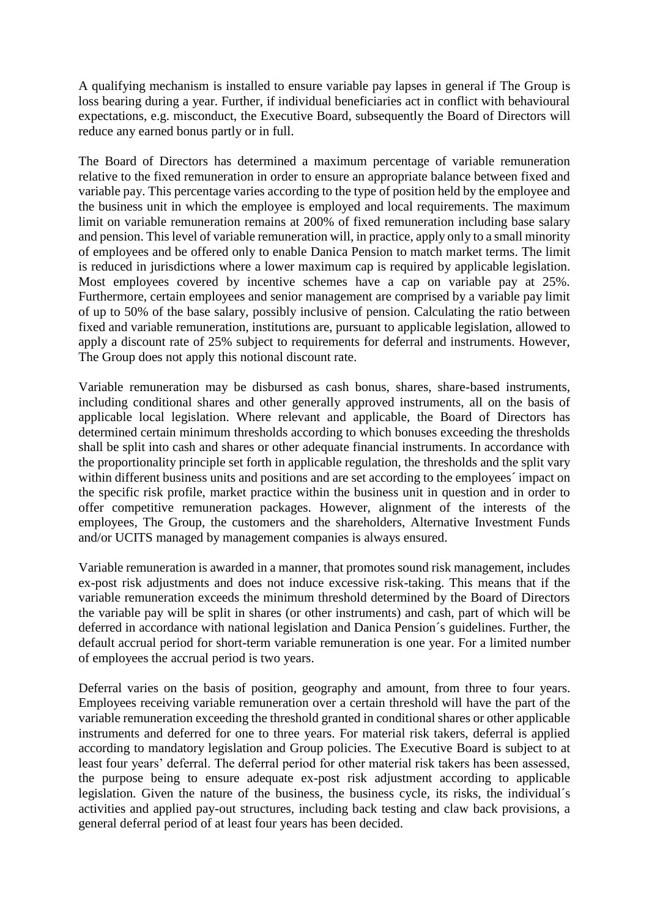A qualifying mechanism is installed to ensure variable pay lapses in general if The Group is loss bearing during a year. Further, if individual beneficiaries act in conflict with behavioural expectations, e.g. misconduct, the Executive Board, subsequently the Board of Directors will reduce any earned bonus partly or in full.

The Board of Directors has determined a maximum percentage of variable remuneration relative to the fixed remuneration in order to ensure an appropriate balance between fixed and variable pay. This percentage varies according to the type of position held by the employee and the business unit in which the employee is employed and local requirements. The maximum limit on variable remuneration remains at 200% of fixed remuneration including base salary and pension. This level of variable remuneration will, in practice, apply only to a small minority of employees and be offered only to enable Danica Pension to match market terms. The limit is reduced in jurisdictions where a lower maximum cap is required by applicable legislation. Most employees covered by incentive schemes have a cap on variable pay at 25%. Furthermore, certain employees and senior management are comprised by a variable pay limit of up to 50% of the base salary, possibly inclusive of pension. Calculating the ratio between fixed and variable remuneration, institutions are, pursuant to applicable legislation, allowed to apply a discount rate of 25% subject to requirements for deferral and instruments. However, The Group does not apply this notional discount rate.

Variable remuneration may be disbursed as cash bonus, shares, share-based instruments, including conditional shares and other generally approved instruments, all on the basis of applicable local legislation. Where relevant and applicable, the Board of Directors has determined certain minimum thresholds according to which bonuses exceeding the thresholds shall be split into cash and shares or other adequate financial instruments. In accordance with the proportionality principle set forth in applicable regulation, the thresholds and the split vary within different business units and positions and are set according to the employees´ impact on the specific risk profile, market practice within the business unit in question and in order to offer competitive remuneration packages. However, alignment of the interests of the employees, The Group, the customers and the shareholders, Alternative Investment Funds and/or UCITS managed by management companies is always ensured.

Variable remuneration is awarded in a manner, that promotes sound risk management, includes ex-post risk adjustments and does not induce excessive risk-taking. This means that if the variable remuneration exceeds the minimum threshold determined by the Board of Directors the variable pay will be split in shares (or other instruments) and cash, part of which will be deferred in accordance with national legislation and Danica Pension´s guidelines. Further, the default accrual period for short-term variable remuneration is one year. For a limited number of employees the accrual period is two years.

Deferral varies on the basis of position, geography and amount, from three to four years. Employees receiving variable remuneration over a certain threshold will have the part of the variable remuneration exceeding the threshold granted in conditional shares or other applicable instruments and deferred for one to three years. For material risk takers, deferral is applied according to mandatory legislation and Group policies. The Executive Board is subject to at least four years' deferral. The deferral period for other material risk takers has been assessed, the purpose being to ensure adequate ex-post risk adjustment according to applicable legislation. Given the nature of the business, the business cycle, its risks, the individual´s activities and applied pay-out structures, including back testing and claw back provisions, a general deferral period of at least four years has been decided.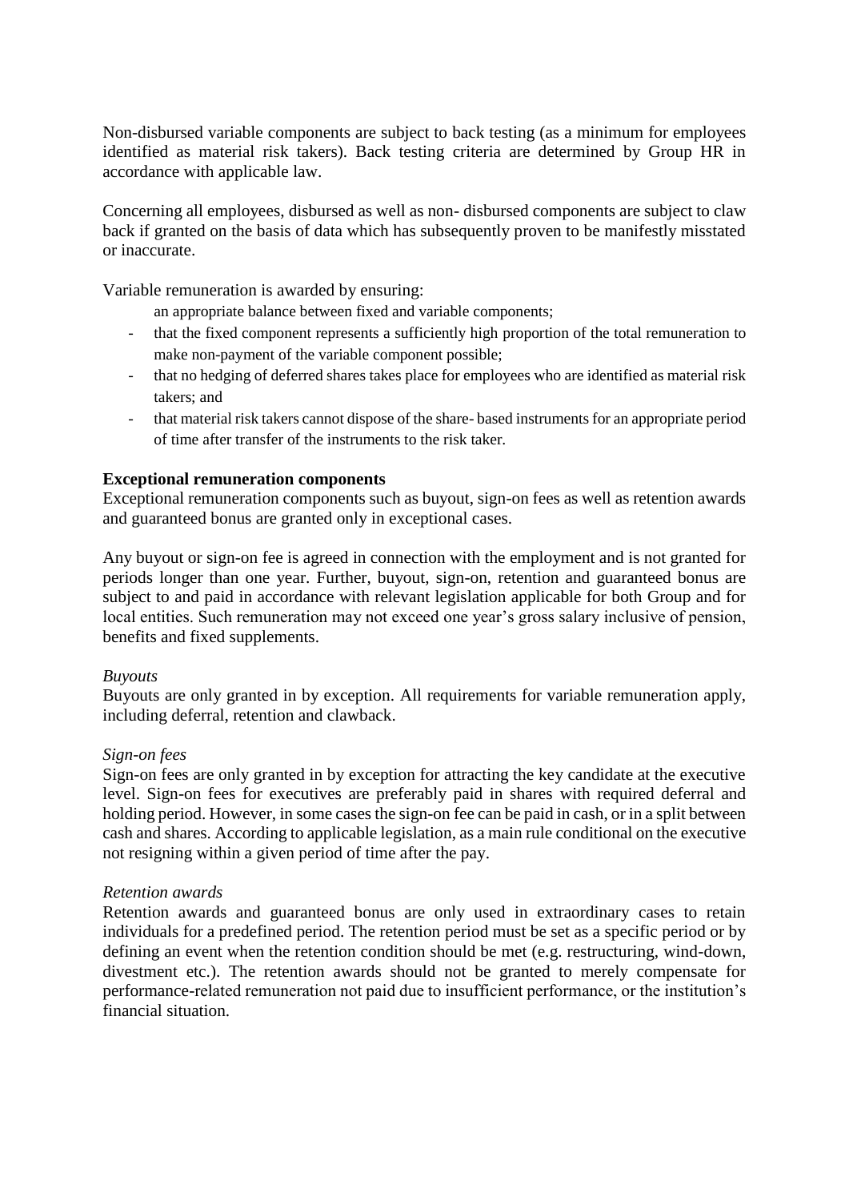Non-disbursed variable components are subject to back testing (as a minimum for employees identified as material risk takers). Back testing criteria are determined by Group HR in accordance with applicable law.

Concerning all employees, disbursed as well as non- disbursed components are subject to claw back if granted on the basis of data which has subsequently proven to be manifestly misstated or inaccurate.

Variable remuneration is awarded by ensuring:

- an appropriate balance between fixed and variable components;
- that the fixed component represents a sufficiently high proportion of the total remuneration to make non-payment of the variable component possible;
- that no hedging of deferred shares takes place for employees who are identified as material risk takers; and
- that material risk takers cannot dispose of the share- based instruments for an appropriate period of time after transfer of the instruments to the risk taker.

**Exceptional remuneration components**

Exceptional remuneration components such as buyout, sign-on fees as well as retention awards and guaranteed bonus are granted only in exceptional cases.

Any buyout or sign-on fee is agreed in connection with the employment and is not granted for periods longer than one year. Further, buyout, sign-on, retention and guaranteed bonus are subject to and paid in accordance with relevant legislation applicable for both Group and for local entities. Such remuneration may not exceed one year's gross salary inclusive of pension, benefits and fixed supplements.

*Buyouts*

Buyouts are only granted in by exception. All requirements for variable remuneration apply, including deferral, retention and clawback.

*Sign-on fees*

Sign-on fees are only granted in by exception for attracting the key candidate at the executive level. Sign-on fees for executives are preferably paid in shares with required deferral and holding period. However, in some cases the sign-on fee can be paid in cash, or in a split between cash and shares. According to applicable legislation, as a main rule conditional on the executive not resigning within a given period of time after the pay.

*Retention awards*

Retention awards and guaranteed bonus are only used in extraordinary cases to retain individuals for a predefined period. The retention period must be set as a specific period or by defining an event when the retention condition should be met (e.g. restructuring, wind-down, divestment etc.). The retention awards should not be granted to merely compensate for performance-related remuneration not paid due to insufficient performance, or the institution's financial situation.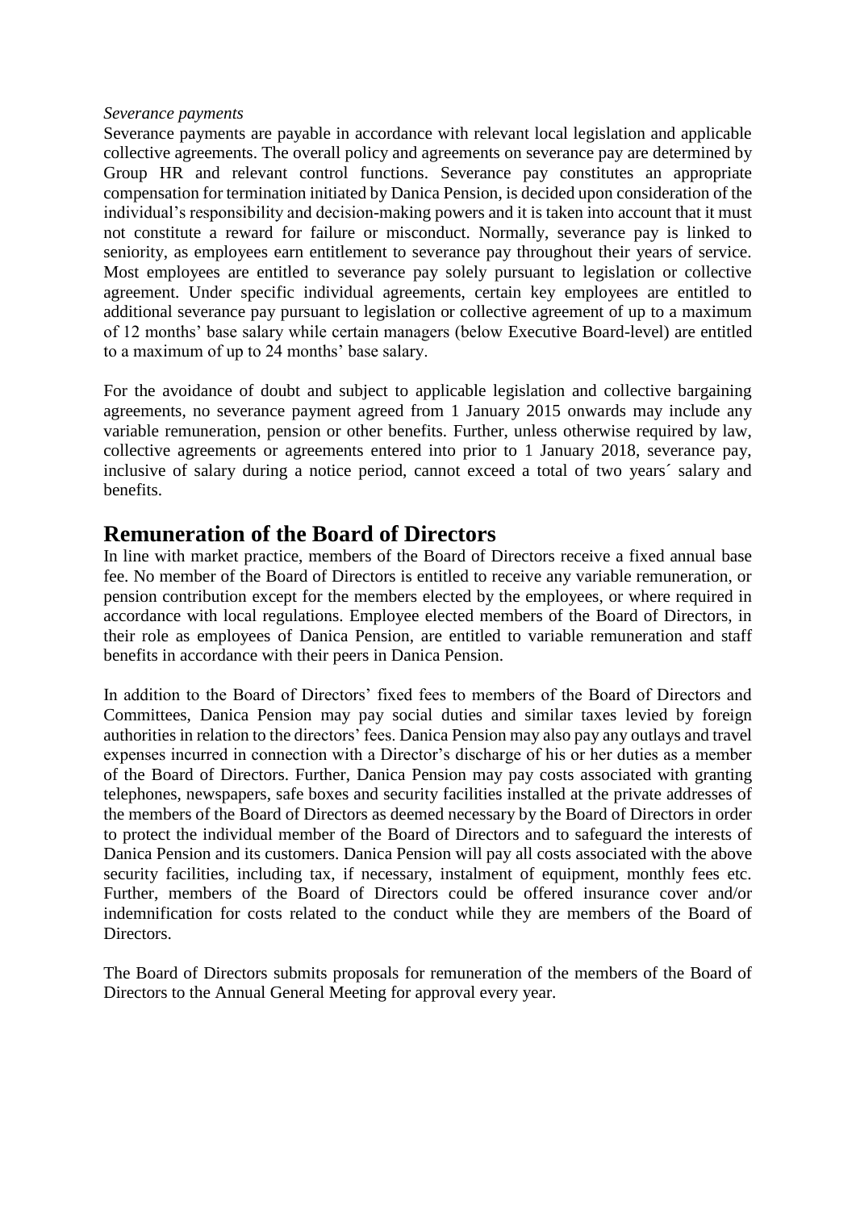*Severance payments*

Severance payments are payable in accordance with relevant local legislation and applicable collective agreements. The overall policy and agreements on severance pay are determined by Group HR and relevant control functions. Severance pay constitutes an appropriate compensation for termination initiated by Danica Pension, is decided upon consideration of the individual's responsibility and decision-making powers and it is taken into account that it must not constitute a reward for failure or misconduct. Normally, severance pay is linked to seniority, as employees earn entitlement to severance pay throughout their years of service. Most employees are entitled to severance pay solely pursuant to legislation or collective agreement. Under specific individual agreements, certain key employees are entitled to additional severance pay pursuant to legislation or collective agreement of up to a maximum of 12 months' base salary while certain managers (below Executive Board-level) are entitled to a maximum of up to 24 months' base salary.

For the avoidance of doubt and subject to applicable legislation and collective bargaining agreements, no severance payment agreed from 1 January 2015 onwards may include any variable remuneration, pension or other benefits. Further, unless otherwise required by law, collective agreements or agreements entered into prior to 1 January 2018, severance pay, inclusive of salary during a notice period, cannot exceed a total of two years´ salary and benefits.

## Remuneration of the Board of Directors

In line with market practice, members of the Board of Directors receive a fixed annual base fee. No member of the Board of Directors is entitled to receive any variable remuneration, or pension contribution except for the members elected by the employees, or where required in accordance with local regulations. Employee elected members of the Board of Directors, in their role as employees of Danica Pension, are entitled to variable remuneration and staff benefits in accordance with their peers in Danica Pension.

In addition to the Board of Directors' fixed fees to members of the Board of Directors and Committees, Danica Pension may pay social duties and similar taxes levied by foreign authorities in relation to the directors' fees. Danica Pension may also pay any outlays and travel expenses incurred in connection with a Director's discharge of his or her duties as a member of the Board of Directors. Further, Danica Pension may pay costs associated with granting telephones, newspapers, safe boxes and security facilities installed at the private addresses of the members of the Board of Directors as deemed necessary by the Board of Directors in order to protect the individual member of the Board of Directors and to safeguard the interests of Danica Pension and its customers. Danica Pension will pay all costs associated with the above security facilities, including tax, if necessary, instalment of equipment, monthly fees etc. Further, members of the Board of Directors could be offered insurance cover and/or indemnification for costs related to the conduct while they are members of the Board of Directors.

The Board of Directors submits proposals for remuneration of the members of the Board of Directors to the Annual General Meeting for approval every year.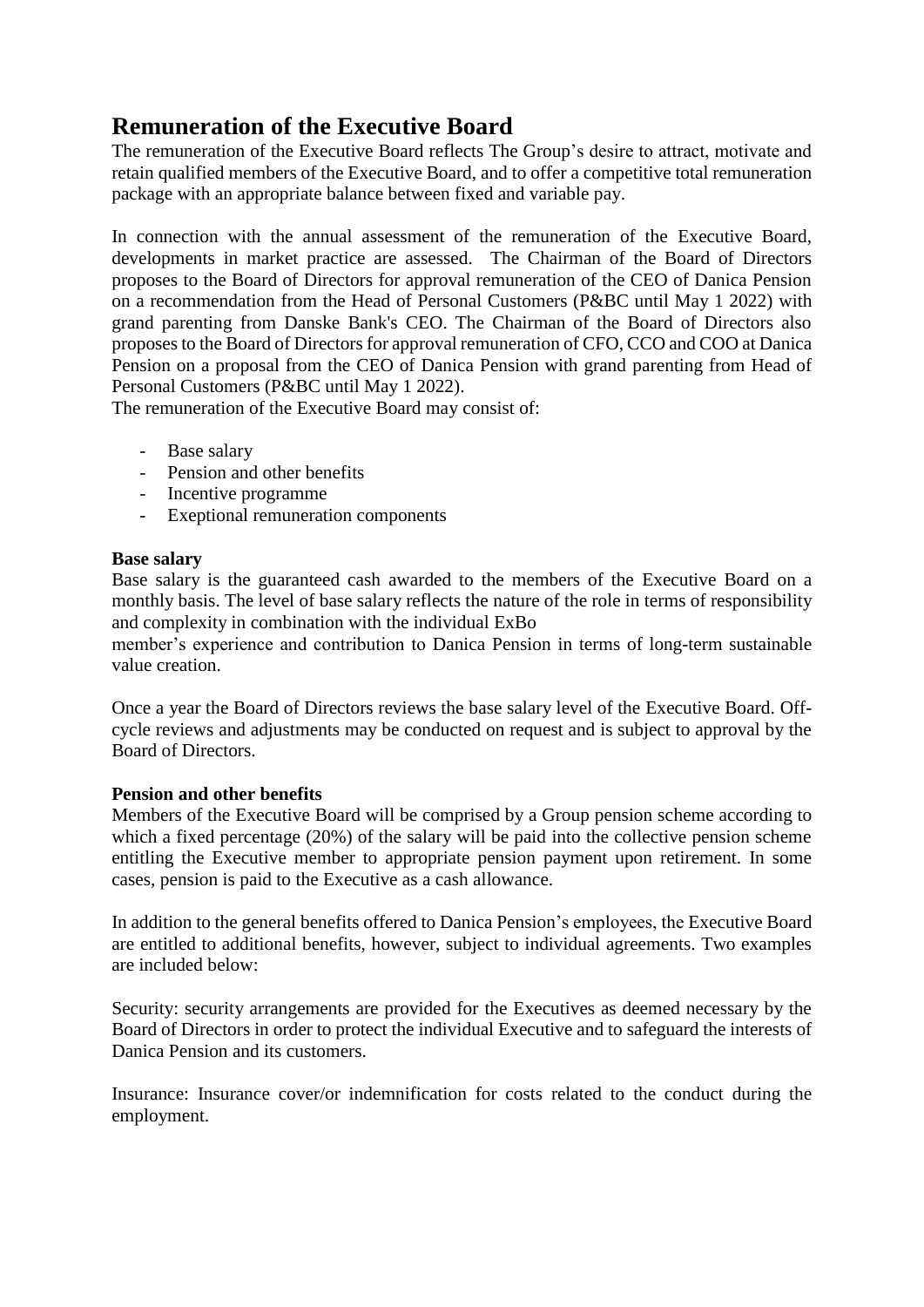## Remuneration of the Executive Board

The remuneration of the Executive Board reflects The Group's desire to attract, motivate and retain qualified members of the Executive Board, and to offer a competitive total remuneration package with an appropriate balance between fixed and variable pay.

In connection with the annual assessment of the remuneration of the Executive Board, developments in market practice are assessed. The Chairman of the Board of Directors proposes to the Board of Directors for approval remuneration of the CEO of Danica Pension on a recommendation from the Head of Personal Customers (P&BC until May 1 2022) with grand parenting from Danske Bank's CEO. The Chairman of the Board of Directors also proposes to the Board of Directors for approval remuneration of CFO, CCO and COO at Danica Pension on a proposal from the CEO of Danica Pension with grand parenting from Head of Personal Customers (P&BC until May 1 2022).

The remuneration of the Executive Board may consist of:

- Base salary
- Pension and other benefits
- Incentive programme
- Exeptional remuneration components

**Base salary**

Base salary is the guaranteed cash awarded to the members of the Executive Board on a monthly basis. The level of base salary reflects the nature of the role in terms of responsibility and complexity in combination with the individual ExBo member's experience and contribution to Danica Pension in terms of long-term sustainable value creation.

Once a year the Board of Directors reviews the base salary level of the Executive Board. Off-cycle reviews and adjustments may be conducted on request and is subject to approval by the Board of Directors.

**Pension and other benefits**

Members of the Executive Board will be comprised by a Group pension scheme according to which a fixed percentage (20%) of the salary will be paid into the collective pension scheme entitling the Executive member to appropriate pension payment upon retirement. In some cases, pension is paid to the Executive as a cash allowance.

In addition to the general benefits offered to Danica Pension's employees, the Executive Board are entitled to additional benefits, however, subject to individual agreements. Two examples are included below:

Security: security arrangements are provided for the Executives as deemed necessary by the Board of Directors in order to protect the individual Executive and to safeguard the interests of Danica Pension and its customers.

Insurance: Insurance cover/or indemnification for costs related to the conduct during the employment.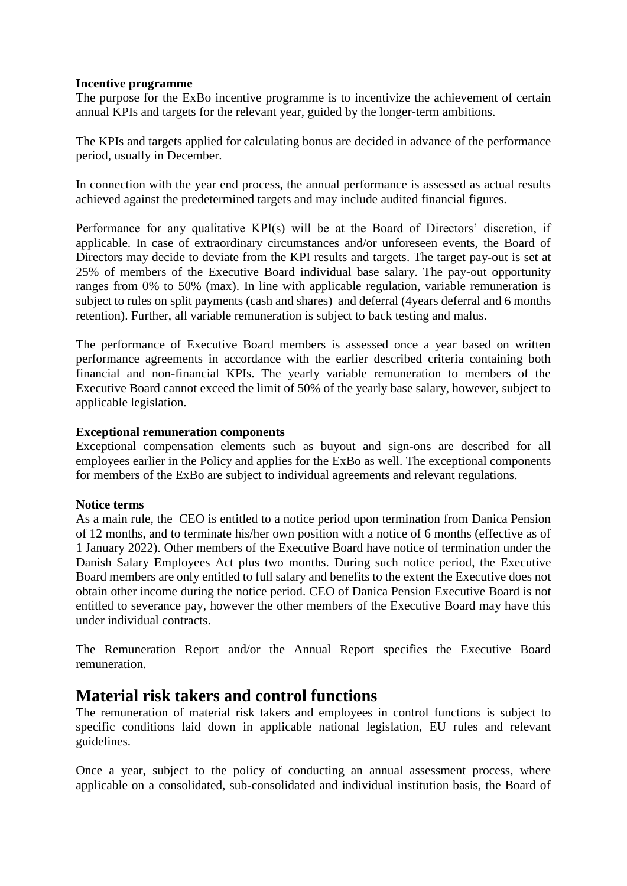**Incentive programme**

The purpose for the ExBo incentive programme is to incentivize the achievement of certain annual KPIs and targets for the relevant year, guided by the longer-term ambitions.

The KPIs and targets applied for calculating bonus are decided in advance of the performance period, usually in December.

In connection with the year end process, the annual performance is assessed as actual results achieved against the predetermined targets and may include audited financial figures.

Performance for any qualitative KPI(s) will be at the Board of Directors' discretion, if applicable. In case of extraordinary circumstances and/or unforeseen events, the Board of Directors may decide to deviate from the KPI results and targets. The target pay-out is set at 25% of members of the Executive Board individual base salary. The pay-out opportunity ranges from 0% to 50% (max). In line with applicable regulation, variable remuneration is subject to rules on split payments (cash and shares) and deferral (4years deferral and 6 months retention). Further, all variable remuneration is subject to back testing and malus.

The performance of Executive Board members is assessed once a year based on written performance agreements in accordance with the earlier described criteria containing both financial and non-financial KPIs. The yearly variable remuneration to members of the Executive Board cannot exceed the limit of 50% of the yearly base salary, however, subject to applicable legislation.

**Exceptional remuneration components**

Exceptional compensation elements such as buyout and sign-ons are described for all employees earlier in the Policy and applies for the ExBo as well. The exceptional components for members of the ExBo are subject to individual agreements and relevant regulations.

**Notice terms**

As a main rule, the CEO is entitled to a notice period upon termination from Danica Pension of 12 months, and to terminate his/her own position with a notice of 6 months (effective as of 1 January 2022). Other members of the Executive Board have notice of termination under the Danish Salary Employees Act plus two months. During such notice period, the Executive Board members are only entitled to full salary and benefits to the extent the Executive does not obtain other income during the notice period. CEO of Danica Pension Executive Board is not entitled to severance pay, however the other members of the Executive Board may have this under individual contracts.

The Remuneration Report and/or the Annual Report specifies the Executive Board remuneration.

## Material risk takers and control functions

The remuneration of material risk takers and employees in control functions is subject to specific conditions laid down in applicable national legislation, EU rules and relevant guidelines.

Once a year, subject to the policy of conducting an annual assessment process, where applicable on a consolidated, sub-consolidated and individual institution basis, the Board of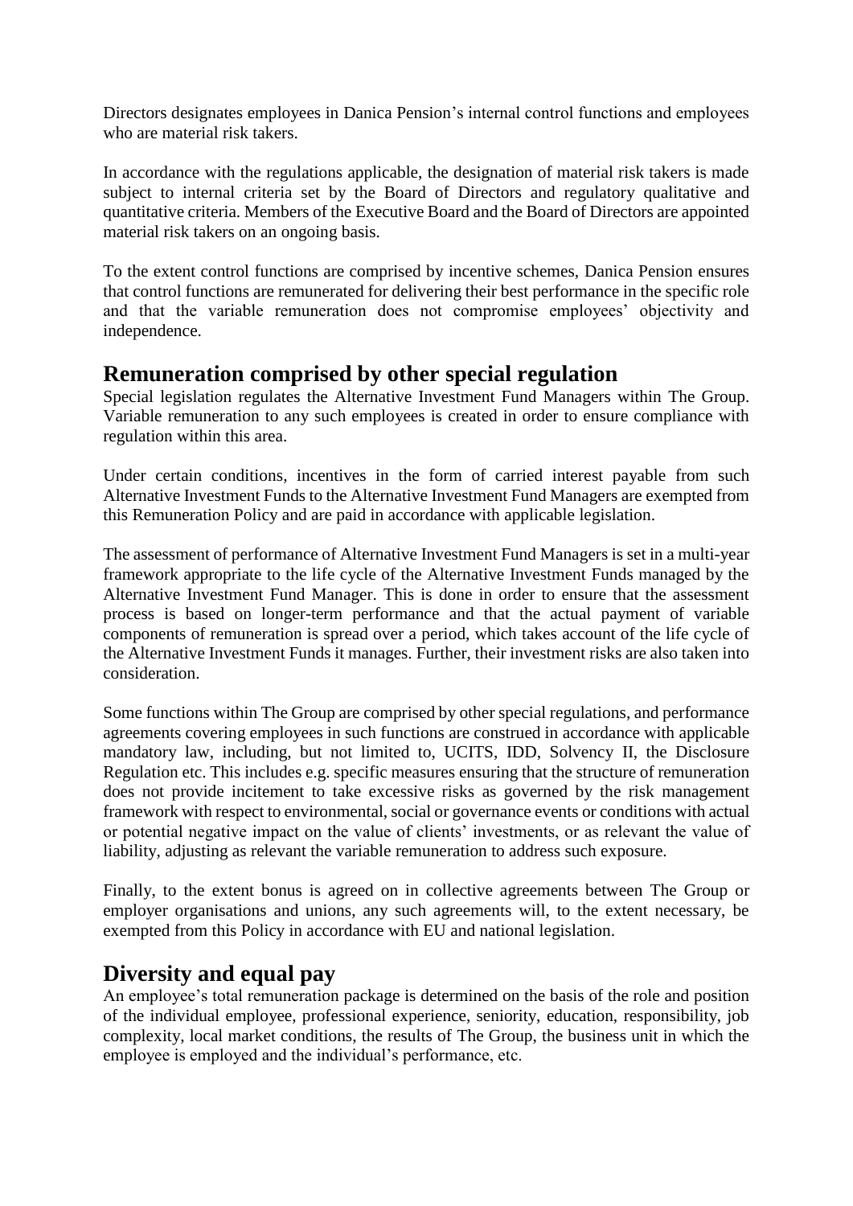Directors designates employees in Danica Pension's internal control functions and employees who are material risk takers.

In accordance with the regulations applicable, the designation of material risk takers is made subject to internal criteria set by the Board of Directors and regulatory qualitative and quantitative criteria. Members of the Executive Board and the Board of Directors are appointed material risk takers on an ongoing basis.

To the extent control functions are comprised by incentive schemes, Danica Pension ensures that control functions are remunerated for delivering their best performance in the specific role and that the variable remuneration does not compromise employees' objectivity and independence.

## Remuneration comprised by other special regulation

Special legislation regulates the Alternative Investment Fund Managers within The Group. Variable remuneration to any such employees is created in order to ensure compliance with regulation within this area.

Under certain conditions, incentives in the form of carried interest payable from such Alternative Investment Funds to the Alternative Investment Fund Managers are exempted from this Remuneration Policy and are paid in accordance with applicable legislation.

The assessment of performance of Alternative Investment Fund Managers is set in a multi-year framework appropriate to the life cycle of the Alternative Investment Funds managed by the Alternative Investment Fund Manager. This is done in order to ensure that the assessment process is based on longer-term performance and that the actual payment of variable components of remuneration is spread over a period, which takes account of the life cycle of the Alternative Investment Funds it manages. Further, their investment risks are also taken into consideration.

Some functions within The Group are comprised by other special regulations, and performance agreements covering employees in such functions are construed in accordance with applicable mandatory law, including, but not limited to, UCITS, IDD, Solvency II, the Disclosure Regulation etc. This includes e.g. specific measures ensuring that the structure of remuneration does not provide incitement to take excessive risks as governed by the risk management framework with respect to environmental, social or governance events or conditions with actual or potential negative impact on the value of clients' investments, or as relevant the value of liability, adjusting as relevant the variable remuneration to address such exposure.

Finally, to the extent bonus is agreed on in collective agreements between The Group or employer organisations and unions, any such agreements will, to the extent necessary, be exempted from this Policy in accordance with EU and national legislation.

## Diversity and equal pay

An employee's total remuneration package is determined on the basis of the role and position of the individual employee, professional experience, seniority, education, responsibility, job complexity, local market conditions, the results of The Group, the business unit in which the employee is employed and the individual's performance, etc.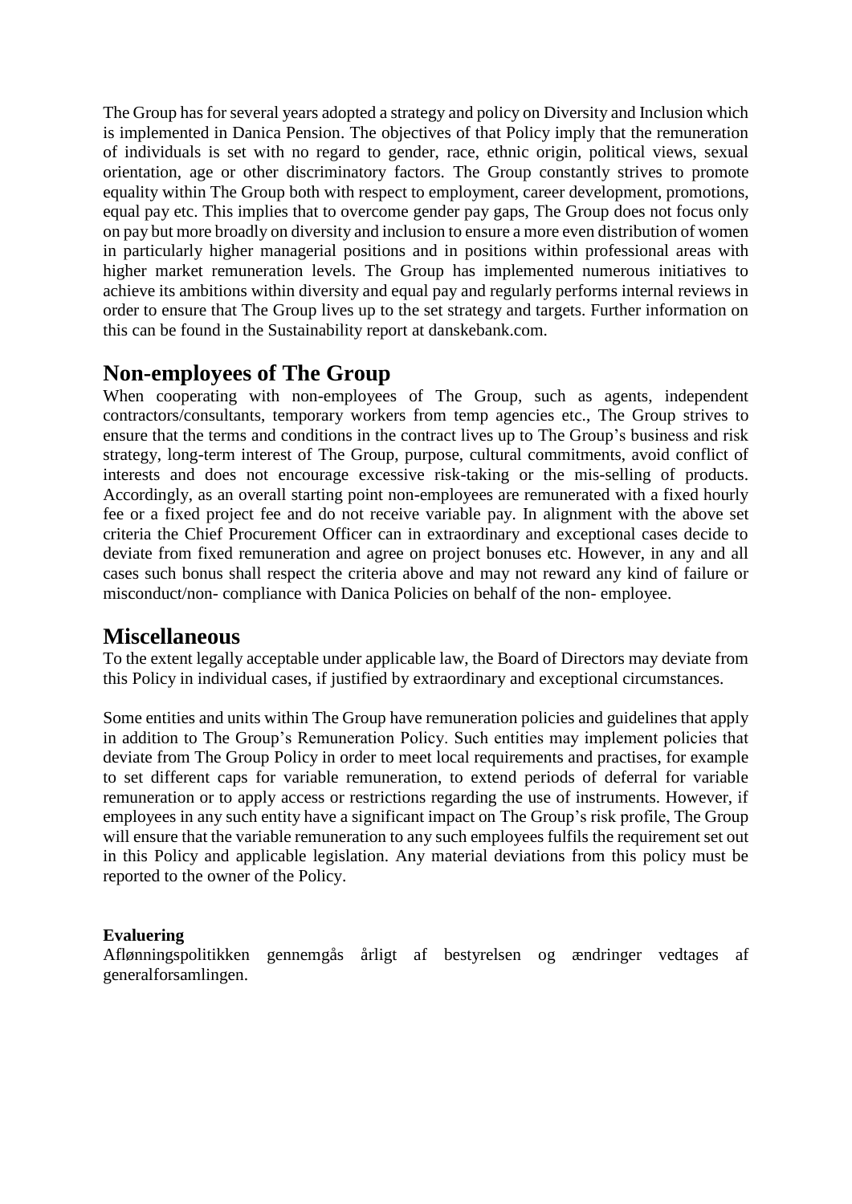The Group has for several years adopted a strategy and policy on Diversity and Inclusion which is implemented in Danica Pension. The objectives of that Policy imply that the remuneration of individuals is set with no regard to gender, race, ethnic origin, political views, sexual orientation, age or other discriminatory factors. The Group constantly strives to promote equality within The Group both with respect to employment, career development, promotions, equal pay etc. This implies that to overcome gender pay gaps, The Group does not focus only on pay but more broadly on diversity and inclusion to ensure a more even distribution of women in particularly higher managerial positions and in positions within professional areas with higher market remuneration levels. The Group has implemented numerous initiatives to achieve its ambitions within diversity and equal pay and regularly performs internal reviews in order to ensure that The Group lives up to the set strategy and targets. Further information on this can be found in the Sustainability report at danskebank.com.

## Non-employees of The Group

When cooperating with non-employees of The Group, such as agents, independent contractors/consultants, temporary workers from temp agencies etc., The Group strives to ensure that the terms and conditions in the contract lives up to The Group's business and risk strategy, long-term interest of The Group, purpose, cultural commitments, avoid conflict of interests and does not encourage excessive risk-taking or the mis-selling of products. Accordingly, as an overall starting point non-employees are remunerated with a fixed hourly fee or a fixed project fee and do not receive variable pay. In alignment with the above set criteria the Chief Procurement Officer can in extraordinary and exceptional cases decide to deviate from fixed remuneration and agree on project bonuses etc. However, in any and all cases such bonus shall respect the criteria above and may not reward any kind of failure or misconduct/non- compliance with Danica Policies on behalf of the non- employee.

## Miscellaneous

To the extent legally acceptable under applicable law, the Board of Directors may deviate from this Policy in individual cases, if justified by extraordinary and exceptional circumstances.

Some entities and units within The Group have remuneration policies and guidelines that apply in addition to The Group's Remuneration Policy. Such entities may implement policies that deviate from The Group Policy in order to meet local requirements and practises, for example to set different caps for variable remuneration, to extend periods of deferral for variable remuneration or to apply access or restrictions regarding the use of instruments. However, if employees in any such entity have a significant impact on The Group's risk profile, The Group will ensure that the variable remuneration to any such employees fulfils the requirement set out in this Policy and applicable legislation. Any material deviations from this policy must be reported to the owner of the Policy.

**Evaluering**

Aflønningspolitikken gennemgås årligt af bestyrelsen og ændringer vedtages af generalforsamlingen.